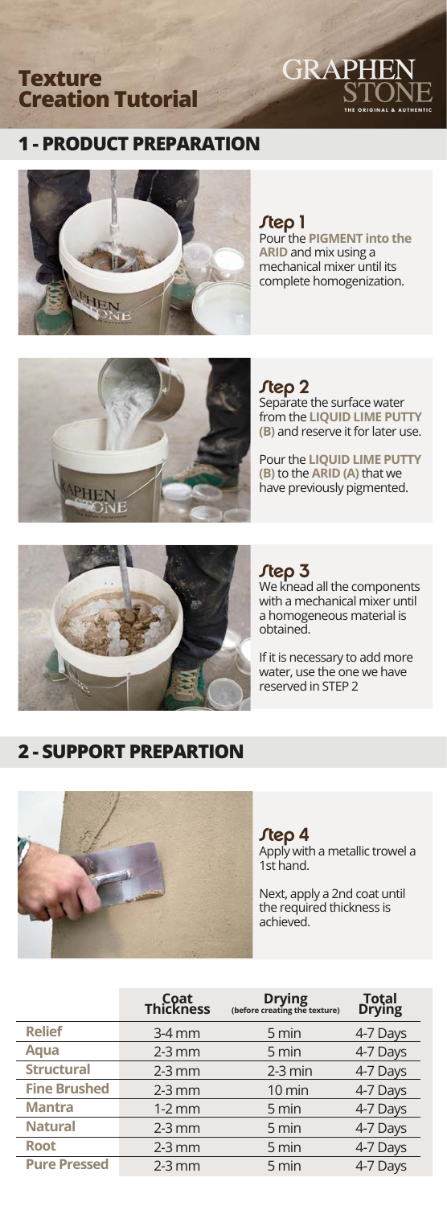# Texture Creation Tutorial

GRAPHEN STONE
THE ORIGINAL & AUTHENTIC

## 1 - PRODUCT PREPARATION

### Step 1

Pour the **PIGMENT into the ARID** and mix using a mechanical mixer until its complete homogenization.

### Step 2

Separate the surface water from the **LIQUID LIME PUTTY (B)** and reserve it for later use.

Pour the **LIQUID LIME PUTTY (B)** to the **ARID (A)** that we have previously pigmented.

### Step 3

We knead all the components with a mechanical mixer until a homogeneous material is obtained.

If it is necessary to add more water, use the one we have reserved in STEP 2

## 2 - SUPPORT PREPARTION

### Step 4

Apply with a metallic trowel a 1st hand.

Next, apply a 2nd coat until the required thickness is achieved.

| | Coat Thickness | Drying (before creating the texture) | Total Drying |
|---|---|---|---|
| **Relief** | 3-4 mm | 5 min | 4-7 Days |
| **Aqua** | 2-3 mm | 5 min | 4-7 Days |
| **Structural** | 2-3 mm | 2-3 min | 4-7 Days |
| **Fine Brushed** | 2-3 mm | 10 min | 4-7 Days |
| **Mantra** | 1-2 mm | 5 min | 4-7 Days |
| **Natural** | 2-3 mm | 5 min | 4-7 Days |
| **Root** | 2-3 mm | 5 min | 4-7 Days |
| **Pure Pressed** | 2-3 mm | 5 min | 4-7 Days |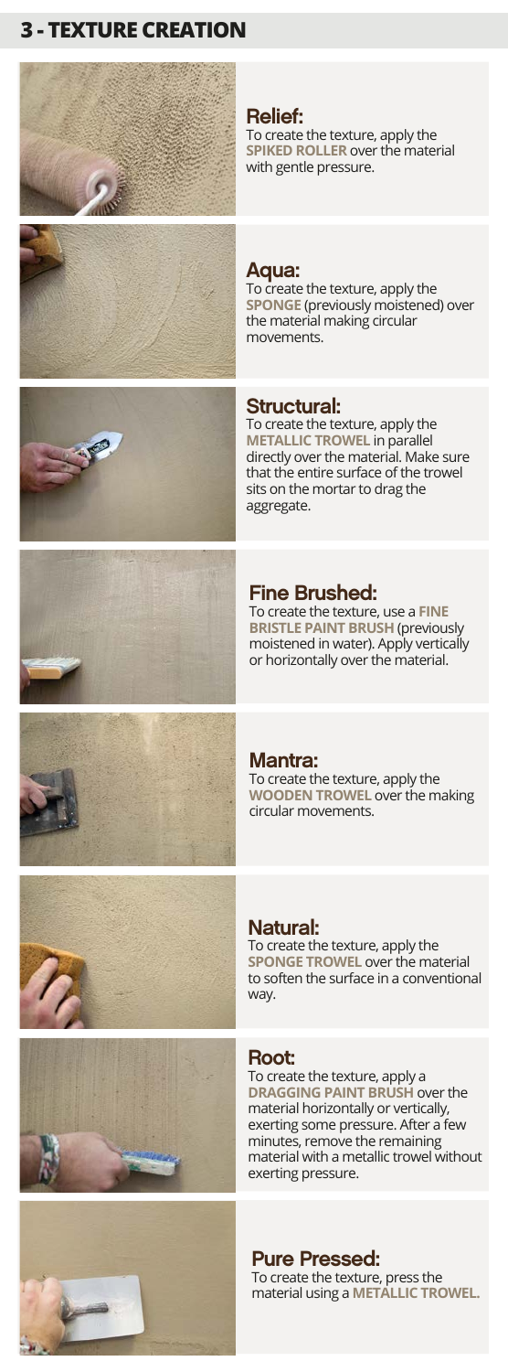## 3 - TEXTURE CREATION

### Relief:

To create the texture, apply the **SPIKED ROLLER** over the material with gentle pressure.

### Aqua:

To create the texture, apply the **SPONGE** (previously moistened) over the material making circular movements.

### Structural:

To create the texture, apply the **METALLIC TROWEL** in parallel directly over the material. Make sure that the entire surface of the trowel sits on the mortar to drag the aggregate.

### Fine Brushed:

To create the texture, use a **FINE BRISTLE PAINT BRUSH** (previously moistened in water). Apply vertically or horizontally over the material.

### Mantra:

To create the texture, apply the **WOODEN TROWEL** over the making circular movements.

### Natural:

To create the texture, apply the **SPONGE TROWEL** over the material to soften the surface in a conventional way.

### Root:

To create the texture, apply a **DRAGGING PAINT BRUSH** over the material horizontally or vertically, exerting some pressure. After a few minutes, remove the remaining material with a metallic trowel without exerting pressure.

### Pure Pressed:

To create the texture, press the material using a **METALLIC TROWEL.**